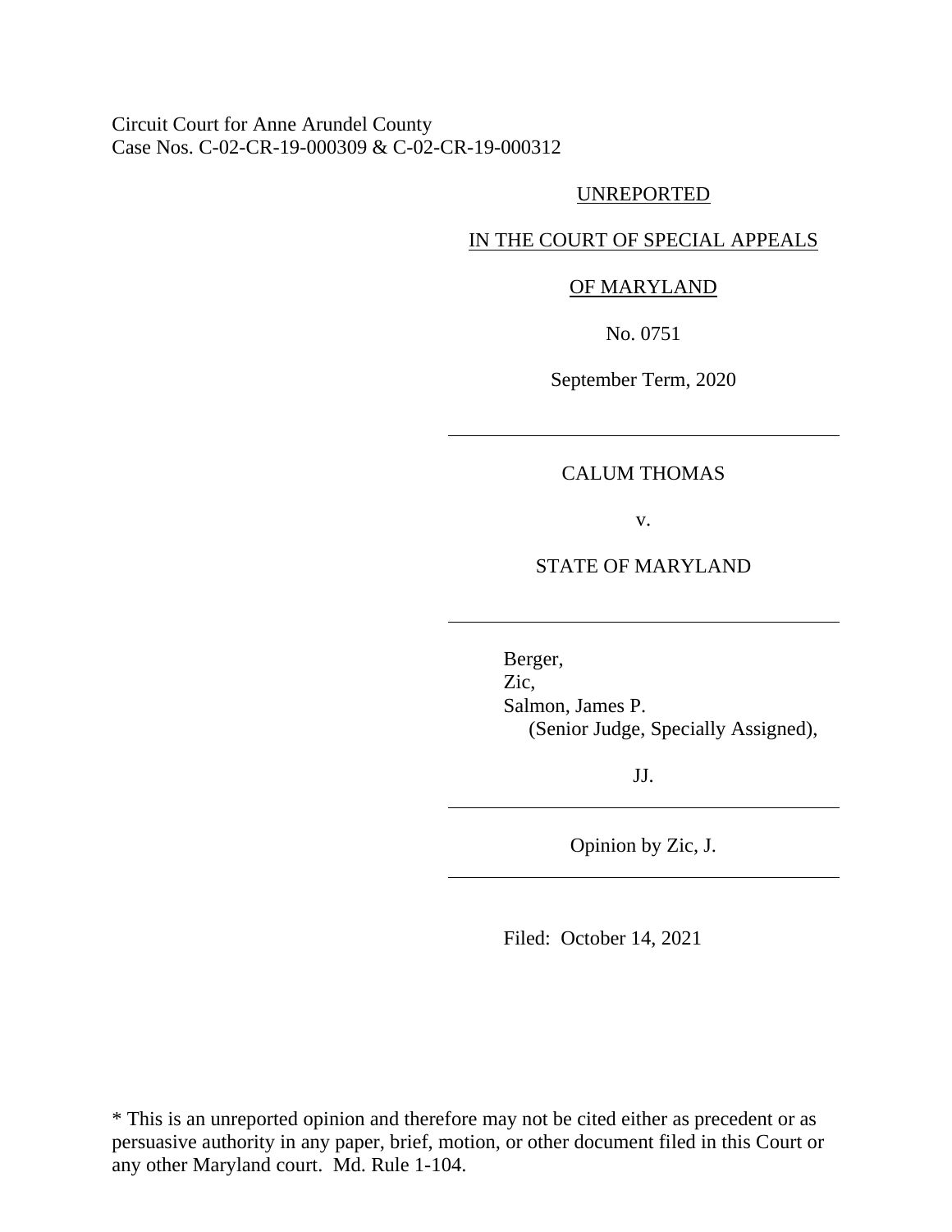Circuit Court for Anne Arundel County
Case Nos. C-02-CR-19-000309 & C-02-CR-19-000312

UNREPORTED

IN THE COURT OF SPECIAL APPEALS

OF MARYLAND

No. 0751

September Term, 2020

---

CALUM THOMAS

v.

STATE OF MARYLAND

---

Berger,
Zic,
Salmon, James P.
(Senior Judge, Specially Assigned),

JJ.

---

Opinion by Zic, J.

---

Filed: October 14, 2021

* This is an unreported opinion and therefore may not be cited either as precedent or as persuasive authority in any paper, brief, motion, or other document filed in this Court or any other Maryland court. Md. Rule 1-104.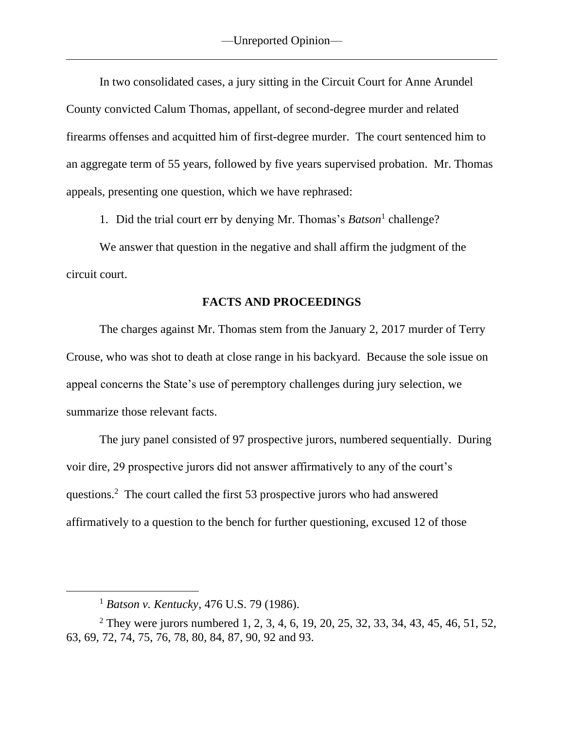In two consolidated cases, a jury sitting in the Circuit Court for Anne Arundel County convicted Calum Thomas, appellant, of second-degree murder and related firearms offenses and acquitted him of first-degree murder. The court sentenced him to an aggregate term of 55 years, followed by five years supervised probation. Mr. Thomas appeals, presenting one question, which we have rephrased:

1. Did the trial court err by denying Mr. Thomas's *Batson*[1] challenge?

We answer that question in the negative and shall affirm the judgment of the circuit court.

**FACTS AND PROCEEDINGS**

The charges against Mr. Thomas stem from the January 2, 2017 murder of Terry Crouse, who was shot to death at close range in his backyard. Because the sole issue on appeal concerns the State's use of peremptory challenges during jury selection, we summarize those relevant facts.

The jury panel consisted of 97 prospective jurors, numbered sequentially. During voir dire, 29 prospective jurors did not answer affirmatively to any of the court's questions.[2] The court called the first 53 prospective jurors who had answered affirmatively to a question to the bench for further questioning, excused 12 of those

---

[1] *Batson v. Kentucky*, 476 U.S. 79 (1986).

[2] They were jurors numbered 1, 2, 3, 4, 6, 19, 20, 25, 32, 33, 34, 43, 45, 46, 51, 52, 63, 69, 72, 74, 75, 76, 78, 80, 84, 87, 90, 92 and 93.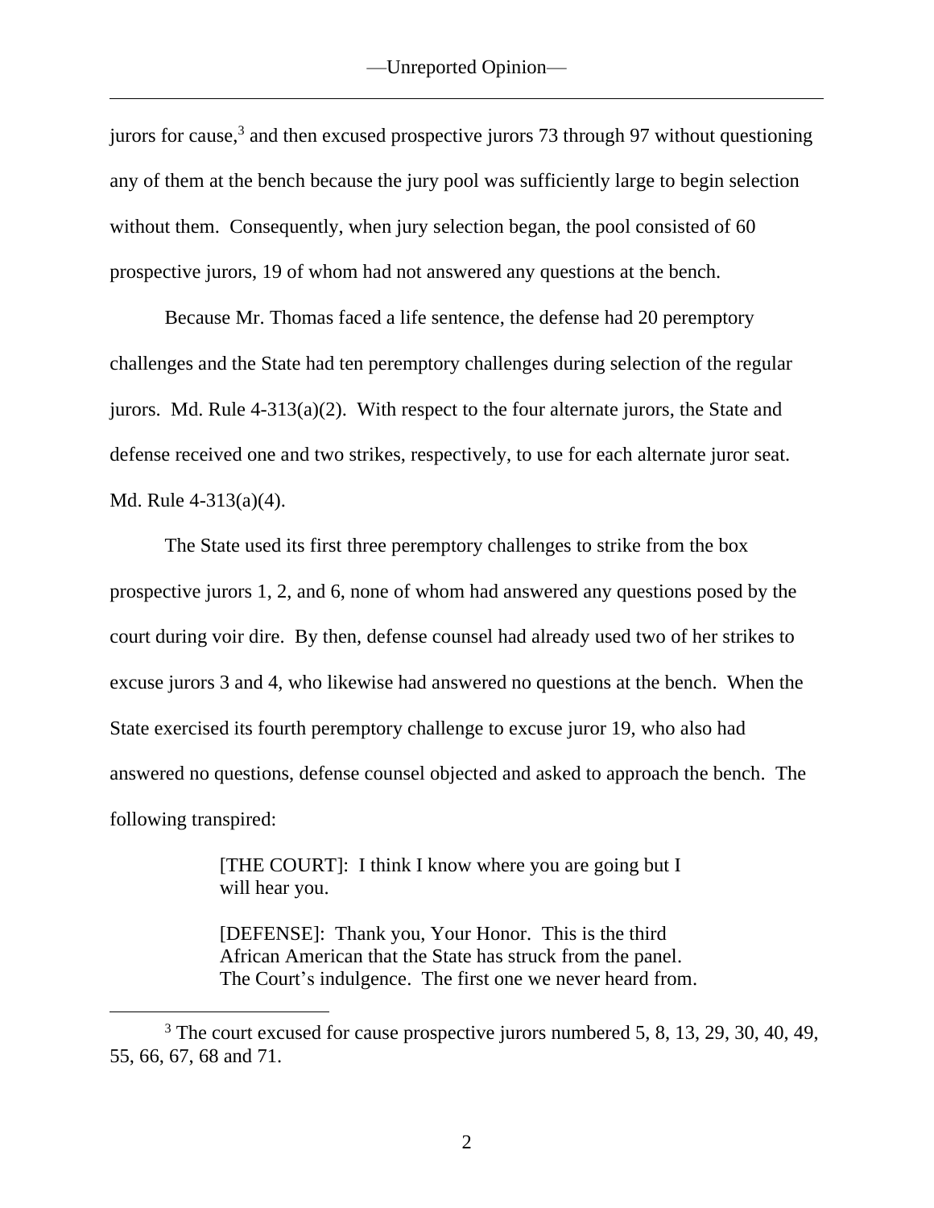jurors for cause,[3] and then excused prospective jurors 73 through 97 without questioning any of them at the bench because the jury pool was sufficiently large to begin selection without them. Consequently, when jury selection began, the pool consisted of 60 prospective jurors, 19 of whom had not answered any questions at the bench.

Because Mr. Thomas faced a life sentence, the defense had 20 peremptory challenges and the State had ten peremptory challenges during selection of the regular jurors. Md. Rule 4-313(a)(2). With respect to the four alternate jurors, the State and defense received one and two strikes, respectively, to use for each alternate juror seat. Md. Rule 4-313(a)(4).

The State used its first three peremptory challenges to strike from the box prospective jurors 1, 2, and 6, none of whom had answered any questions posed by the court during voir dire. By then, defense counsel had already used two of her strikes to excuse jurors 3 and 4, who likewise had answered no questions at the bench. When the State exercised its fourth peremptory challenge to excuse juror 19, who also had answered no questions, defense counsel objected and asked to approach the bench. The following transpired:

> [THE COURT]: I think I know where you are going but I will hear you.
>
> [DEFENSE]: Thank you, Your Honor. This is the third African American that the State has struck from the panel. The Court's indulgence. The first one we never heard from.

[3] The court excused for cause prospective jurors numbered 5, 8, 13, 29, 30, 40, 49, 55, 66, 67, 68 and 71.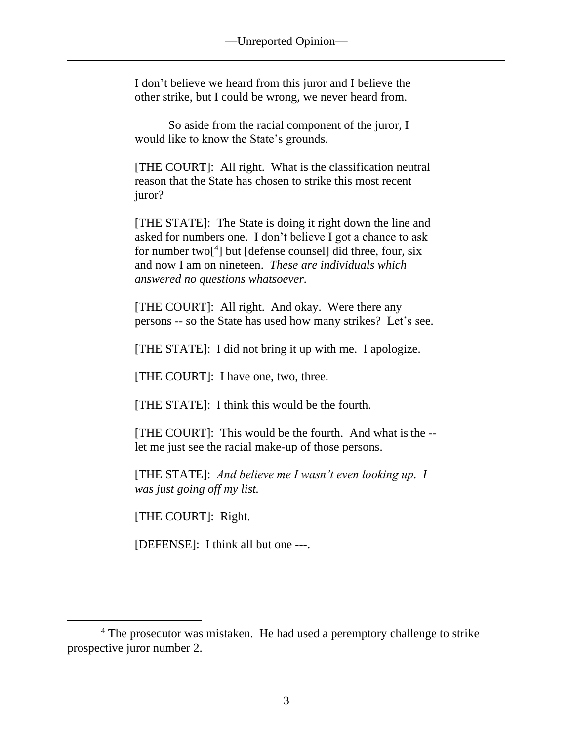I don't believe we heard from this juror and I believe the other strike, but I could be wrong, we never heard from.

So aside from the racial component of the juror, I would like to know the State's grounds.

[THE COURT]: All right. What is the classification neutral reason that the State has chosen to strike this most recent juror?

[THE STATE]: The State is doing it right down the line and asked for numbers one. I don't believe I got a chance to ask for number two[4] but [defense counsel] did three, four, six and now I am on nineteen. *These are individuals which answered no questions whatsoever.*

[THE COURT]: All right. And okay. Were there any persons -- so the State has used how many strikes? Let's see.

[THE STATE]: I did not bring it up with me. I apologize.

[THE COURT]: I have one, two, three.

[THE STATE]: I think this would be the fourth.

[THE COURT]: This would be the fourth. And what is the -- let me just see the racial make-up of those persons.

[THE STATE]: *And believe me I wasn't even looking up. I was just going off my list.*

[THE COURT]: Right.

[DEFENSE]: I think all but one ---.

---

[4] The prosecutor was mistaken. He had used a peremptory challenge to strike prospective juror number 2.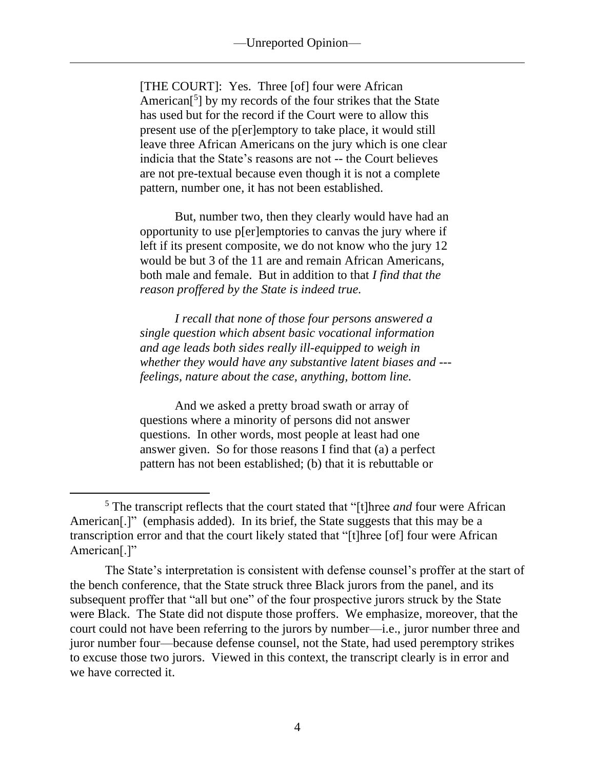> [THE COURT]: Yes. Three [of] four were African American[5] by my records of the four strikes that the State has used but for the record if the Court were to allow this present use of the p[er]emptory to take place, it would still leave three African Americans on the jury which is one clear indicia that the State's reasons are not -- the Court believes are not pre-textual because even though it is not a complete pattern, number one, it has not been established.
>
> But, number two, then they clearly would have had an opportunity to use p[er]emptories to canvas the jury where if left if its present composite, we do not know who the jury 12 would be but 3 of the 11 are and remain African Americans, both male and female. But in addition to that *I find that the reason proffered by the State is indeed true.*
>
> *I recall that none of those four persons answered a single question which absent basic vocational information and age leads both sides really ill-equipped to weigh in whether they would have any substantive latent biases and --- feelings, nature about the case, anything, bottom line.*
>
> And we asked a pretty broad swath or array of questions where a minority of persons did not answer questions. In other words, most people at least had one answer given. So for those reasons I find that (a) a perfect pattern has not been established; (b) that it is rebuttable or

---

[5] The transcript reflects that the court stated that "[t]hree *and* four were African American[.]" (emphasis added). In its brief, the State suggests that this may be a transcription error and that the court likely stated that "[t]hree [of] four were African American[.]"

The State's interpretation is consistent with defense counsel's proffer at the start of the bench conference, that the State struck three Black jurors from the panel, and its subsequent proffer that "all but one" of the four prospective jurors struck by the State were Black. The State did not dispute those proffers. We emphasize, moreover, that the court could not have been referring to the jurors by number—i.e., juror number three and juror number four—because defense counsel, not the State, had used peremptory strikes to excuse those two jurors. Viewed in this context, the transcript clearly is in error and we have corrected it.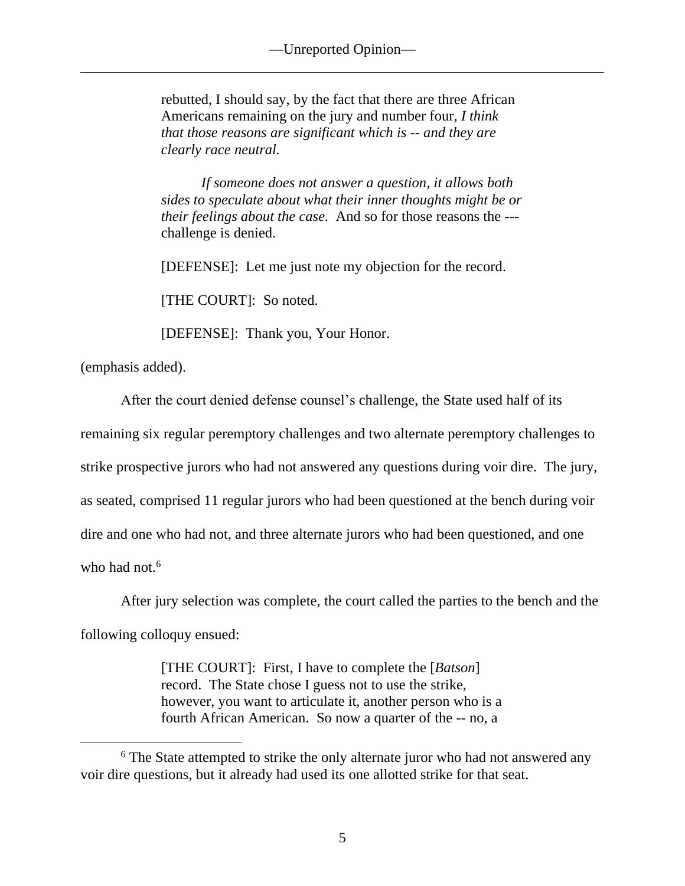> rebutted, I should say, by the fact that there are three African Americans remaining on the jury and number four, *I think that those reasons are significant which is -- and they are clearly race neutral.*
>
> *If someone does not answer a question, it allows both sides to speculate about what their inner thoughts might be or their feelings about the case.* And so for those reasons the --- challenge is denied.
>
> [DEFENSE]: Let me just note my objection for the record.
>
> [THE COURT]: So noted.
>
> [DEFENSE]: Thank you, Your Honor.

(emphasis added).

After the court denied defense counsel's challenge, the State used half of its remaining six regular peremptory challenges and two alternate peremptory challenges to strike prospective jurors who had not answered any questions during voir dire. The jury, as seated, comprised 11 regular jurors who had been questioned at the bench during voir dire and one who had not, and three alternate jurors who had been questioned, and one who had not.[6]

After jury selection was complete, the court called the parties to the bench and the following colloquy ensued:

> [THE COURT]: First, I have to complete the [*Batson*] record. The State chose I guess not to use the strike, however, you want to articulate it, another person who is a fourth African American. So now a quarter of the -- no, a

[6] The State attempted to strike the only alternate juror who had not answered any voir dire questions, but it already had used its one allotted strike for that seat.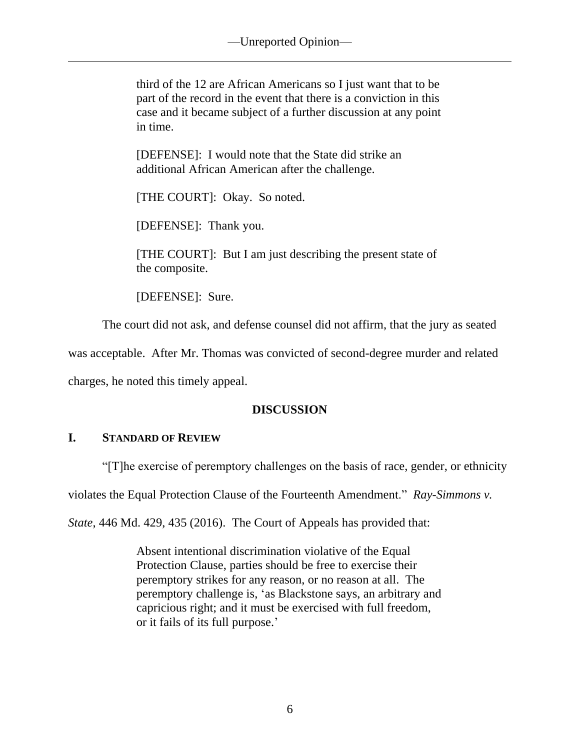> third of the 12 are African Americans so I just want that to be part of the record in the event that there is a conviction in this case and it became subject of a further discussion at any point in time.
>
> [DEFENSE]: I would note that the State did strike an additional African American after the challenge.
>
> [THE COURT]: Okay. So noted.
>
> [DEFENSE]: Thank you.
>
> [THE COURT]: But I am just describing the present state of the composite.
>
> [DEFENSE]: Sure.

The court did not ask, and defense counsel did not affirm, that the jury as seated was acceptable. After Mr. Thomas was convicted of second-degree murder and related charges, he noted this timely appeal.

## DISCUSSION

### I. STANDARD OF REVIEW

"[T]he exercise of peremptory challenges on the basis of race, gender, or ethnicity violates the Equal Protection Clause of the Fourteenth Amendment." *Ray-Simmons v. State*, 446 Md. 429, 435 (2016). The Court of Appeals has provided that:

> Absent intentional discrimination violative of the Equal Protection Clause, parties should be free to exercise their peremptory strikes for any reason, or no reason at all. The peremptory challenge is, 'as Blackstone says, an arbitrary and capricious right; and it must be exercised with full freedom, or it fails of its full purpose.'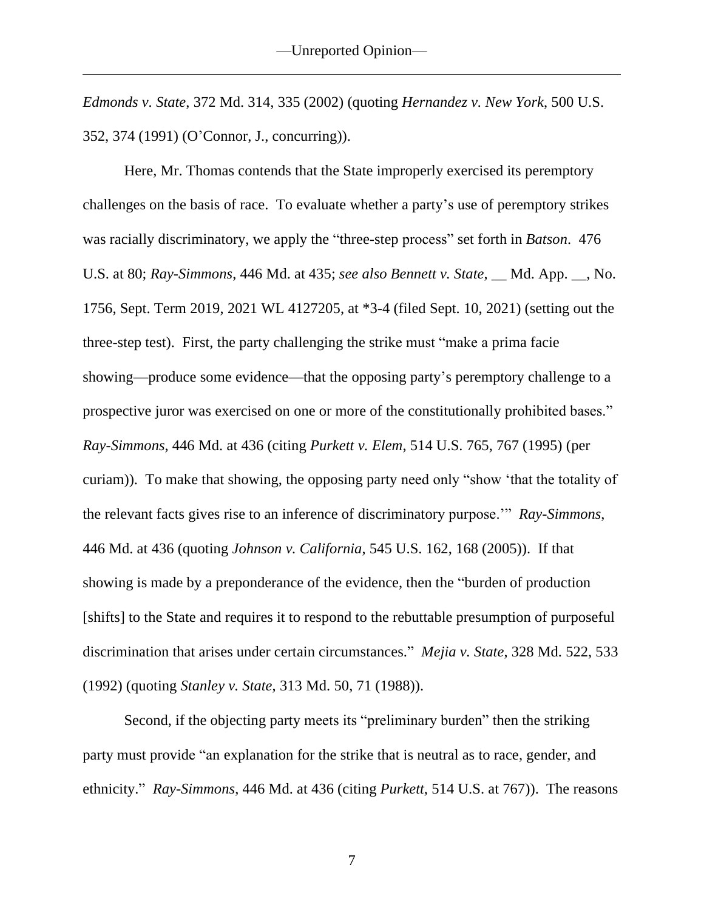*Edmonds v. State*, 372 Md. 314, 335 (2002) (quoting *Hernandez v. New York*, 500 U.S. 352, 374 (1991) (O'Connor, J., concurring)).

Here, Mr. Thomas contends that the State improperly exercised its peremptory challenges on the basis of race. To evaluate whether a party's use of peremptory strikes was racially discriminatory, we apply the "three-step process" set forth in *Batson*. 476 U.S. at 80; *Ray-Simmons*, 446 Md. at 435; *see also Bennett v. State*, __ Md. App. __, No. 1756, Sept. Term 2019, 2021 WL 4127205, at *3-4 (filed Sept. 10, 2021) (setting out the three-step test). First, the party challenging the strike must "make a prima facie showing—produce some evidence—that the opposing party's peremptory challenge to a prospective juror was exercised on one or more of the constitutionally prohibited bases." *Ray-Simmons*, 446 Md. at 436 (citing *Purkett v. Elem*, 514 U.S. 765, 767 (1995) (per curiam)). To make that showing, the opposing party need only "show 'that the totality of the relevant facts gives rise to an inference of discriminatory purpose.'" *Ray-Simmons*, 446 Md. at 436 (quoting *Johnson v. California*, 545 U.S. 162, 168 (2005)). If that showing is made by a preponderance of the evidence, then the "burden of production [shifts] to the State and requires it to respond to the rebuttable presumption of purposeful discrimination that arises under certain circumstances." *Mejia v. State*, 328 Md. 522, 533 (1992) (quoting *Stanley v. State*, 313 Md. 50, 71 (1988)).

Second, if the objecting party meets its "preliminary burden" then the striking party must provide "an explanation for the strike that is neutral as to race, gender, and ethnicity." *Ray-Simmons*, 446 Md. at 436 (citing *Purkett*, 514 U.S. at 767)). The reasons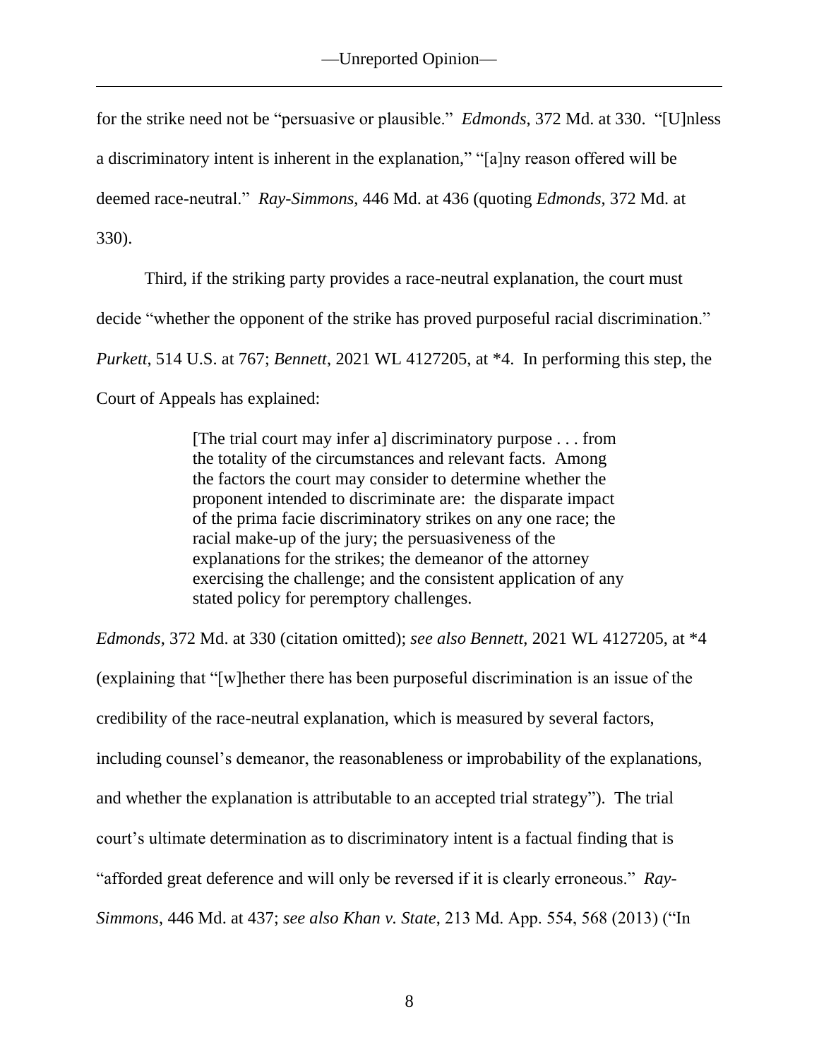for the strike need not be "persuasive or plausible." *Edmonds*, 372 Md. at 330. "[U]nless a discriminatory intent is inherent in the explanation," "[a]ny reason offered will be deemed race-neutral." *Ray-Simmons*, 446 Md. at 436 (quoting *Edmonds*, 372 Md. at 330).

Third, if the striking party provides a race-neutral explanation, the court must decide "whether the opponent of the strike has proved purposeful racial discrimination." *Purkett*, 514 U.S. at 767; *Bennett*, 2021 WL 4127205, at *4. In performing this step, the Court of Appeals has explained:

> [The trial court may infer a] discriminatory purpose . . . from the totality of the circumstances and relevant facts. Among the factors the court may consider to determine whether the proponent intended to discriminate are: the disparate impact of the prima facie discriminatory strikes on any one race; the racial make-up of the jury; the persuasiveness of the explanations for the strikes; the demeanor of the attorney exercising the challenge; and the consistent application of any stated policy for peremptory challenges.

*Edmonds*, 372 Md. at 330 (citation omitted); *see also Bennett*, 2021 WL 4127205, at *4 (explaining that "[w]hether there has been purposeful discrimination is an issue of the credibility of the race-neutral explanation, which is measured by several factors, including counsel's demeanor, the reasonableness or improbability of the explanations, and whether the explanation is attributable to an accepted trial strategy"). The trial court's ultimate determination as to discriminatory intent is a factual finding that is "afforded great deference and will only be reversed if it is clearly erroneous." *Ray-Simmons*, 446 Md. at 437; *see also Khan v. State*, 213 Md. App. 554, 568 (2013) ("In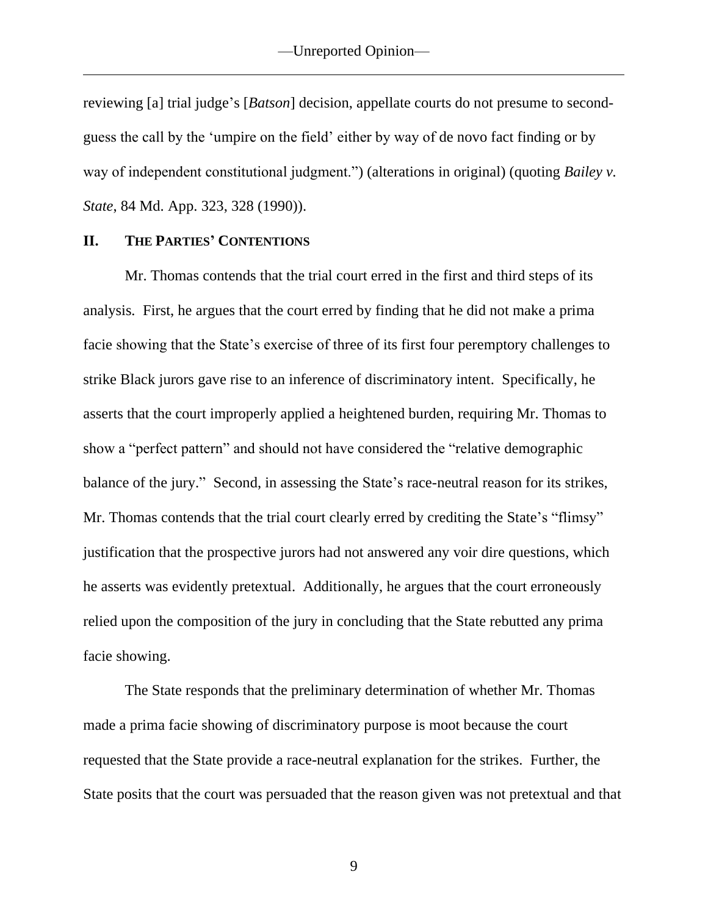reviewing [a] trial judge's [*Batson*] decision, appellate courts do not presume to second-guess the call by the 'umpire on the field' either by way of de novo fact finding or by way of independent constitutional judgment.") (alterations in original) (quoting *Bailey v. State*, 84 Md. App. 323, 328 (1990)).

## II. THE PARTIES' CONTENTIONS

Mr. Thomas contends that the trial court erred in the first and third steps of its analysis. First, he argues that the court erred by finding that he did not make a prima facie showing that the State's exercise of three of its first four peremptory challenges to strike Black jurors gave rise to an inference of discriminatory intent. Specifically, he asserts that the court improperly applied a heightened burden, requiring Mr. Thomas to show a "perfect pattern" and should not have considered the "relative demographic balance of the jury." Second, in assessing the State's race-neutral reason for its strikes, Mr. Thomas contends that the trial court clearly erred by crediting the State's "flimsy" justification that the prospective jurors had not answered any voir dire questions, which he asserts was evidently pretextual. Additionally, he argues that the court erroneously relied upon the composition of the jury in concluding that the State rebutted any prima facie showing.

The State responds that the preliminary determination of whether Mr. Thomas made a prima facie showing of discriminatory purpose is moot because the court requested that the State provide a race-neutral explanation for the strikes. Further, the State posits that the court was persuaded that the reason given was not pretextual and that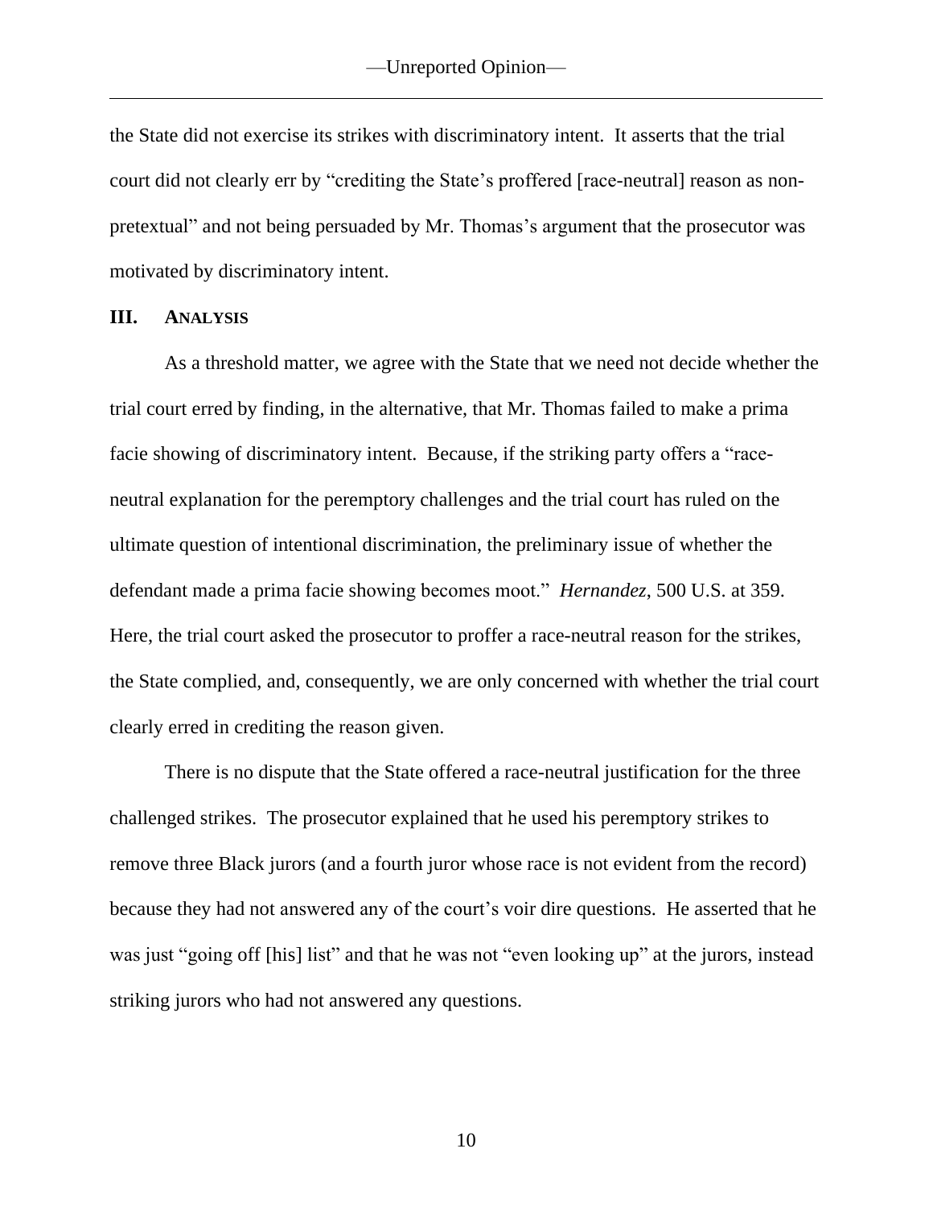the State did not exercise its strikes with discriminatory intent. It asserts that the trial court did not clearly err by "crediting the State's proffered [race-neutral] reason as non-pretextual" and not being persuaded by Mr. Thomas's argument that the prosecutor was motivated by discriminatory intent.

## III. ANALYSIS

As a threshold matter, we agree with the State that we need not decide whether the trial court erred by finding, in the alternative, that Mr. Thomas failed to make a prima facie showing of discriminatory intent. Because, if the striking party offers a "race-neutral explanation for the peremptory challenges and the trial court has ruled on the ultimate question of intentional discrimination, the preliminary issue of whether the defendant made a prima facie showing becomes moot." *Hernandez*, 500 U.S. at 359. Here, the trial court asked the prosecutor to proffer a race-neutral reason for the strikes, the State complied, and, consequently, we are only concerned with whether the trial court clearly erred in crediting the reason given.

There is no dispute that the State offered a race-neutral justification for the three challenged strikes. The prosecutor explained that he used his peremptory strikes to remove three Black jurors (and a fourth juror whose race is not evident from the record) because they had not answered any of the court's voir dire questions. He asserted that he was just "going off [his] list" and that he was not "even looking up" at the jurors, instead striking jurors who had not answered any questions.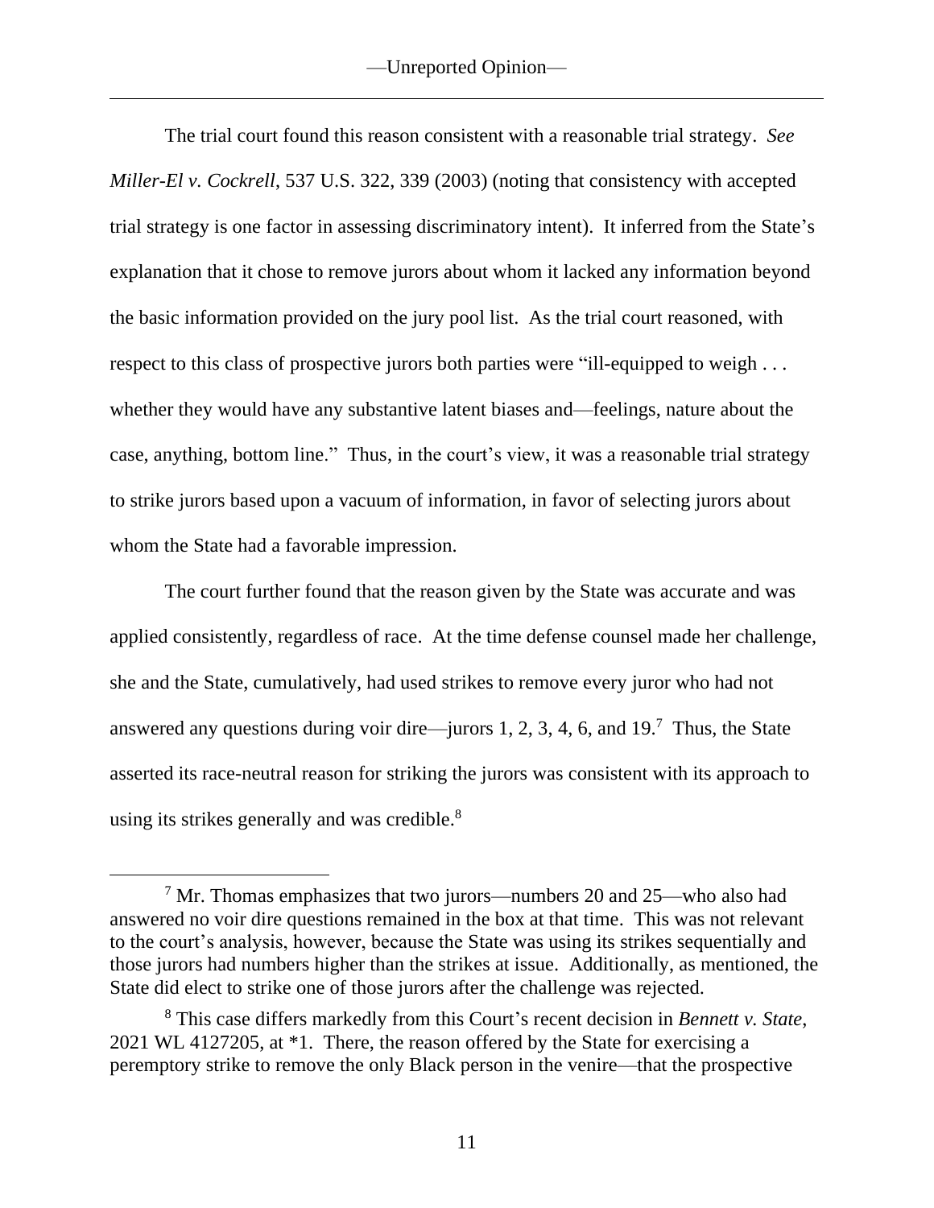The trial court found this reason consistent with a reasonable trial strategy. *See Miller-El v. Cockrell*, 537 U.S. 322, 339 (2003) (noting that consistency with accepted trial strategy is one factor in assessing discriminatory intent). It inferred from the State's explanation that it chose to remove jurors about whom it lacked any information beyond the basic information provided on the jury pool list. As the trial court reasoned, with respect to this class of prospective jurors both parties were "ill-equipped to weigh . . . whether they would have any substantive latent biases and—feelings, nature about the case, anything, bottom line." Thus, in the court's view, it was a reasonable trial strategy to strike jurors based upon a vacuum of information, in favor of selecting jurors about whom the State had a favorable impression.

The court further found that the reason given by the State was accurate and was applied consistently, regardless of race. At the time defense counsel made her challenge, she and the State, cumulatively, had used strikes to remove every juror who had not answered any questions during voir dire—jurors 1, 2, 3, 4, 6, and 19.[7] Thus, the State asserted its race-neutral reason for striking the jurors was consistent with its approach to using its strikes generally and was credible.[8]

---

[7] Mr. Thomas emphasizes that two jurors—numbers 20 and 25—who also had answered no voir dire questions remained in the box at that time. This was not relevant to the court's analysis, however, because the State was using its strikes sequentially and those jurors had numbers higher than the strikes at issue. Additionally, as mentioned, the State did elect to strike one of those jurors after the challenge was rejected.

[8] This case differs markedly from this Court's recent decision in *Bennett v. State*, 2021 WL 4127205, at *1. There, the reason offered by the State for exercising a peremptory strike to remove the only Black person in the venire—that the prospective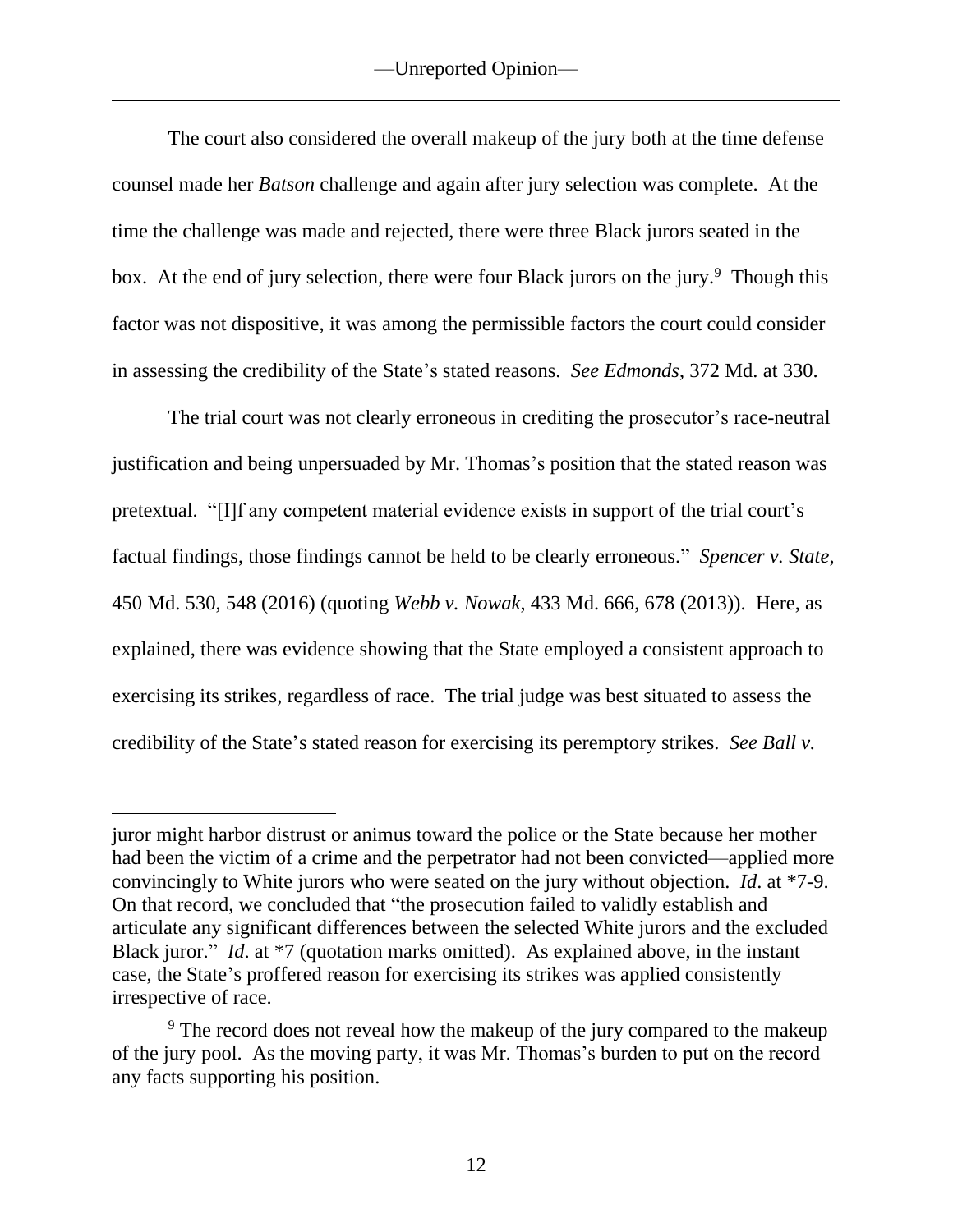The court also considered the overall makeup of the jury both at the time defense counsel made her *Batson* challenge and again after jury selection was complete. At the time the challenge was made and rejected, there were three Black jurors seated in the box. At the end of jury selection, there were four Black jurors on the jury.[9] Though this factor was not dispositive, it was among the permissible factors the court could consider in assessing the credibility of the State's stated reasons. *See Edmonds*, 372 Md. at 330.

The trial court was not clearly erroneous in crediting the prosecutor's race-neutral justification and being unpersuaded by Mr. Thomas's position that the stated reason was pretextual. "[I]f any competent material evidence exists in support of the trial court's factual findings, those findings cannot be held to be clearly erroneous." *Spencer v. State*, 450 Md. 530, 548 (2016) (quoting *Webb v. Nowak*, 433 Md. 666, 678 (2013)). Here, as explained, there was evidence showing that the State employed a consistent approach to exercising its strikes, regardless of race. The trial judge was best situated to assess the credibility of the State's stated reason for exercising its peremptory strikes. *See Ball v.*

---

juror might harbor distrust or animus toward the police or the State because her mother had been the victim of a crime and the perpetrator had not been convicted—applied more convincingly to White jurors who were seated on the jury without objection. *Id*. at *7-9. On that record, we concluded that "the prosecution failed to validly establish and articulate any significant differences between the selected White jurors and the excluded Black juror." *Id*. at *7 (quotation marks omitted). As explained above, in the instant case, the State's proffered reason for exercising its strikes was applied consistently irrespective of race.

[9] The record does not reveal how the makeup of the jury compared to the makeup of the jury pool. As the moving party, it was Mr. Thomas's burden to put on the record any facts supporting his position.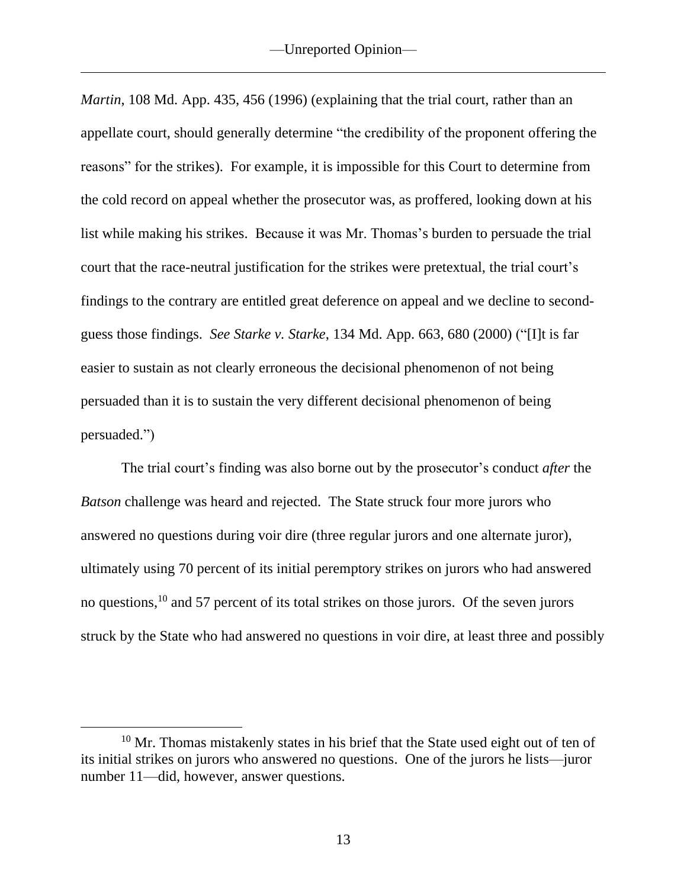*Martin*, 108 Md. App. 435, 456 (1996) (explaining that the trial court, rather than an appellate court, should generally determine "the credibility of the proponent offering the reasons" for the strikes). For example, it is impossible for this Court to determine from the cold record on appeal whether the prosecutor was, as proffered, looking down at his list while making his strikes. Because it was Mr. Thomas's burden to persuade the trial court that the race-neutral justification for the strikes were pretextual, the trial court's findings to the contrary are entitled great deference on appeal and we decline to second-guess those findings. *See Starke v. Starke*, 134 Md. App. 663, 680 (2000) ("[I]t is far easier to sustain as not clearly erroneous the decisional phenomenon of not being persuaded than it is to sustain the very different decisional phenomenon of being persuaded.")

The trial court's finding was also borne out by the prosecutor's conduct *after* the *Batson* challenge was heard and rejected. The State struck four more jurors who answered no questions during voir dire (three regular jurors and one alternate juror), ultimately using 70 percent of its initial peremptory strikes on jurors who had answered no questions,[10] and 57 percent of its total strikes on those jurors. Of the seven jurors struck by the State who had answered no questions in voir dire, at least three and possibly

[10] Mr. Thomas mistakenly states in his brief that the State used eight out of ten of its initial strikes on jurors who answered no questions. One of the jurors he lists—juror number 11—did, however, answer questions.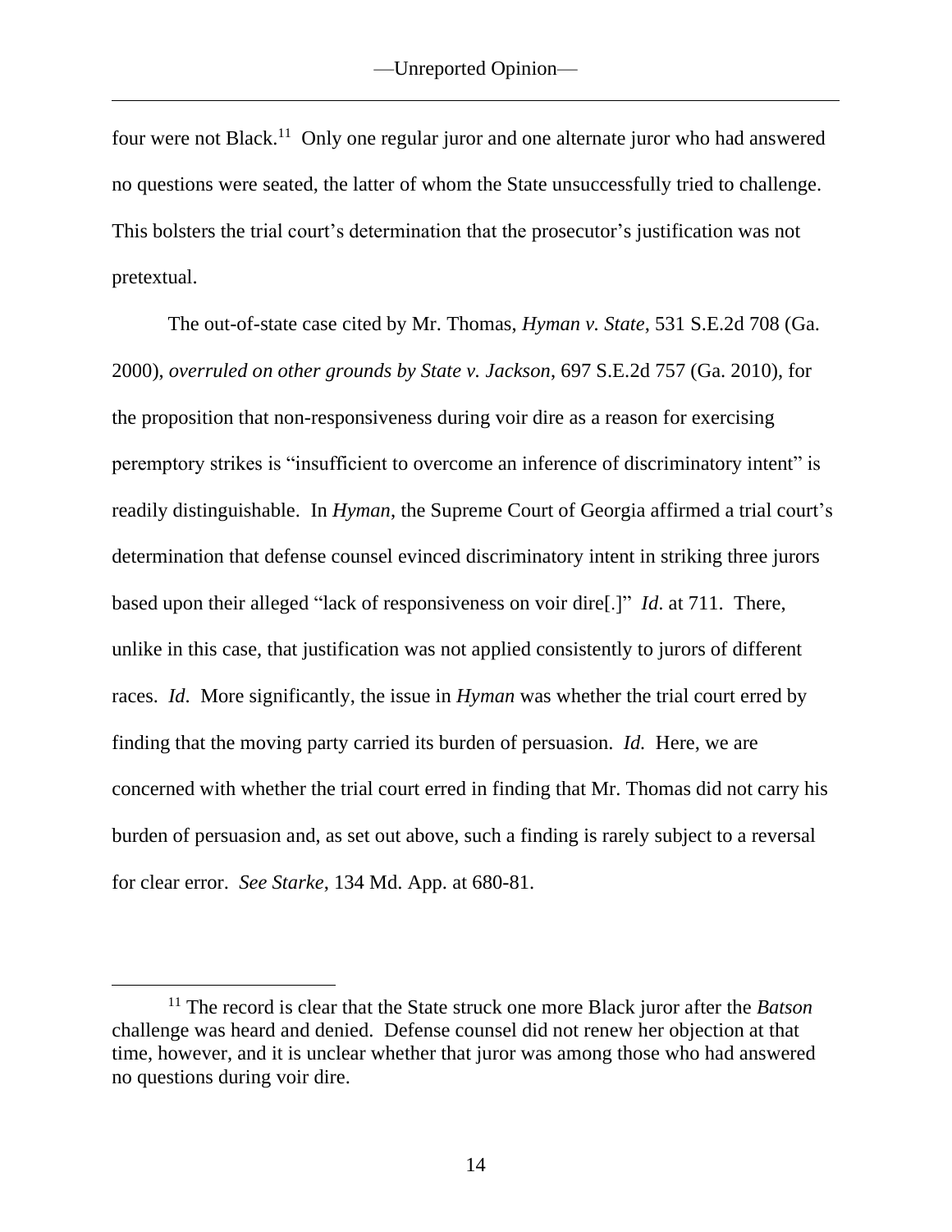four were not Black.[11] Only one regular juror and one alternate juror who had answered no questions were seated, the latter of whom the State unsuccessfully tried to challenge. This bolsters the trial court's determination that the prosecutor's justification was not pretextual.

The out-of-state case cited by Mr. Thomas, *Hyman v. State*, 531 S.E.2d 708 (Ga. 2000), *overruled on other grounds by State v. Jackson*, 697 S.E.2d 757 (Ga. 2010), for the proposition that non-responsiveness during voir dire as a reason for exercising peremptory strikes is "insufficient to overcome an inference of discriminatory intent" is readily distinguishable. In *Hyman*, the Supreme Court of Georgia affirmed a trial court's determination that defense counsel evinced discriminatory intent in striking three jurors based upon their alleged "lack of responsiveness on voir dire[.]" *Id.* at 711. There, unlike in this case, that justification was not applied consistently to jurors of different races. *Id.* More significantly, the issue in *Hyman* was whether the trial court erred by finding that the moving party carried its burden of persuasion. *Id.* Here, we are concerned with whether the trial court erred in finding that Mr. Thomas did not carry his burden of persuasion and, as set out above, such a finding is rarely subject to a reversal for clear error. *See Starke*, 134 Md. App. at 680-81.

---

[11] The record is clear that the State struck one more Black juror after the *Batson* challenge was heard and denied. Defense counsel did not renew her objection at that time, however, and it is unclear whether that juror was among those who had answered no questions during voir dire.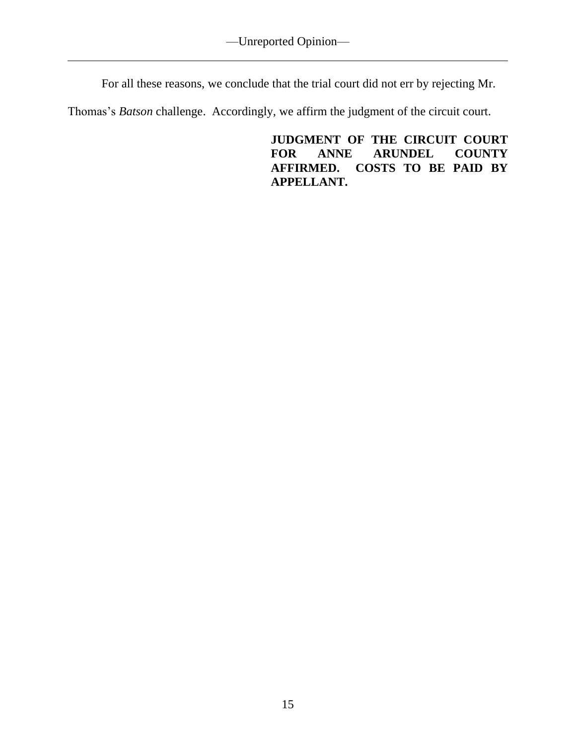For all these reasons, we conclude that the trial court did not err by rejecting Mr. Thomas's *Batson* challenge. Accordingly, we affirm the judgment of the circuit court.

**JUDGMENT OF THE CIRCUIT COURT FOR ANNE ARUNDEL COUNTY AFFIRMED. COSTS TO BE PAID BY APPELLANT.**